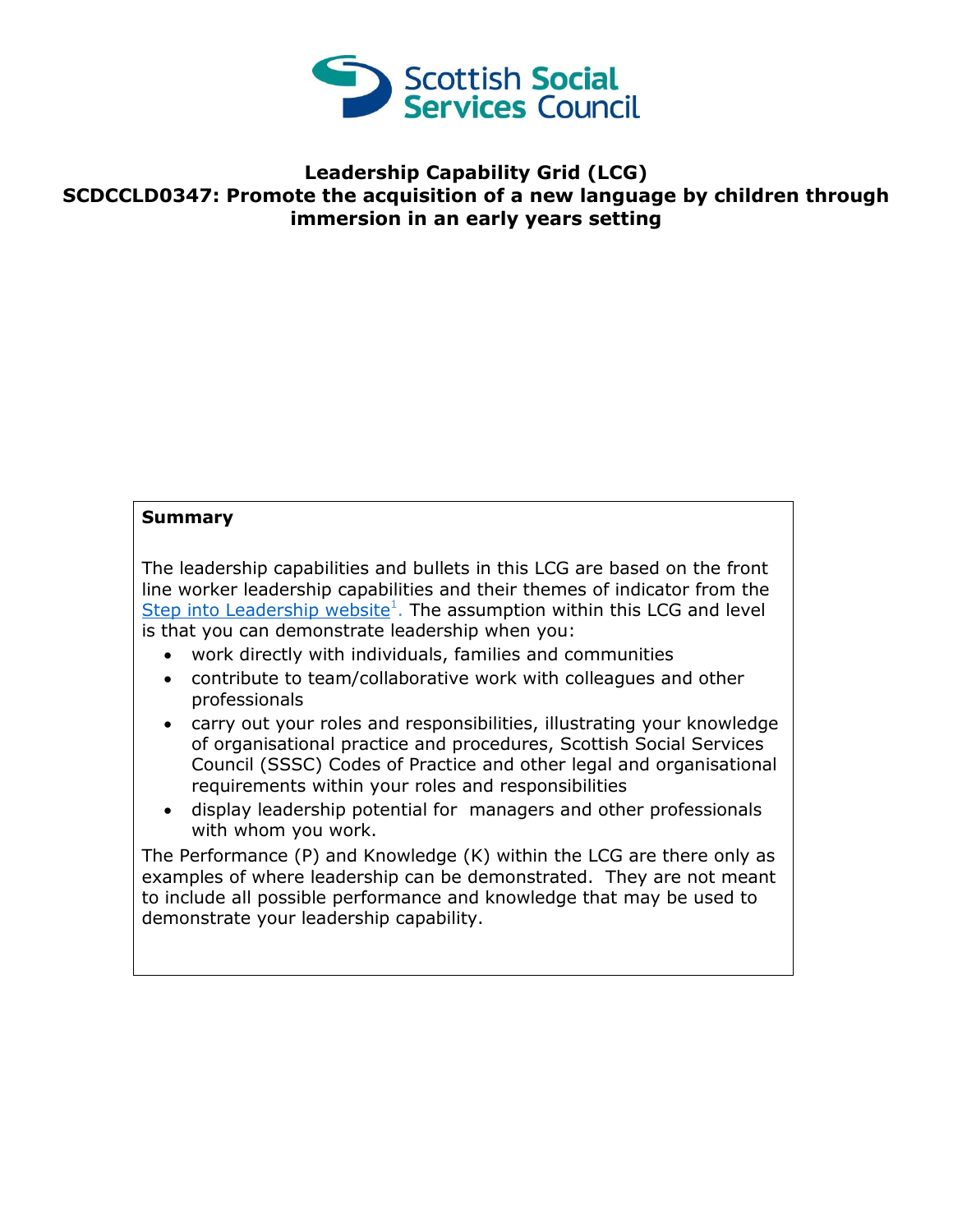Scottish Social Services Council

# Leadership Capability Grid (LCG)
# SCDCCLD0347: Promote the acquisition of a new language by children through immersion in an early years setting

**Summary**

The leadership capabilities and bullets in this LCG are based on the front line worker leadership capabilities and their themes of indicator from the Step into Leadership website[1]. The assumption within this LCG and level is that you can demonstrate leadership when you:

- work directly with individuals, families and communities
- contribute to team/collaborative work with colleagues and other professionals
- carry out your roles and responsibilities, illustrating your knowledge of organisational practice and procedures, Scottish Social Services Council (SSSC) Codes of Practice and other legal and organisational requirements within your roles and responsibilities
- display leadership potential for managers and other professionals with whom you work.

The Performance (P) and Knowledge (K) within the LCG are there only as examples of where leadership can be demonstrated. They are not meant to include all possible performance and knowledge that may be used to demonstrate your leadership capability.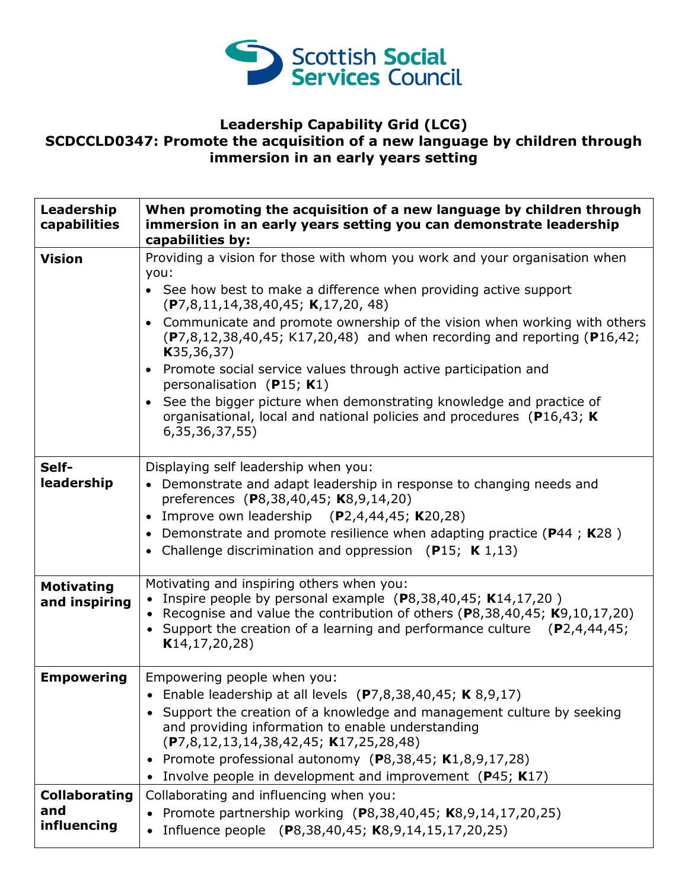Scottish Social Services Council

**Leadership Capability Grid (LCG)**
**SCDCCLD0347: Promote the acquisition of a new language by children through immersion in an early years setting**

| Leadership capabilities | When promoting the acquisition of a new language by children through immersion in an early years setting you can demonstrate leadership capabilities by: |
|---|---|
| **Vision** | Providing a vision for those with whom you work and your organisation when you:<br>• See how best to make a difference when providing active support (**P**7,8,11,14,38,40,45; **K**,17,20, 48)<br>• Communicate and promote ownership of the vision when working with others (**P**7,8,12,38,40,45; K17,20,48) and when recording and reporting (**P**16,42; **K**35,36,37)<br>• Promote social service values through active participation and personalisation (**P**15; **K**1)<br>• See the bigger picture when demonstrating knowledge and practice of organisational, local and national policies and procedures (**P**16,43; **K** 6,35,36,37,55) |
| **Self-leadership** | Displaying self leadership when you:<br>• Demonstrate and adapt leadership in response to changing needs and preferences (**P**8,38,40,45; **K**8,9,14,20)<br>• Improve own leadership (**P**2,4,44,45; **K**20,28)<br>• Demonstrate and promote resilience when adapting practice (**P**44 ; **K**28 )<br>• Challenge discrimination and oppression (**P**15; **K** 1,13) |
| **Motivating and inspiring** | Motivating and inspiring others when you:<br>• Inspire people by personal example (**P**8,38,40,45; **K**14,17,20 )<br>• Recognise and value the contribution of others (**P**8,38,40,45; **K**9,10,17,20)<br>• Support the creation of a learning and performance culture (**P**2,4,44,45; **K**14,17,20,28) |
| **Empowering** | Empowering people when you:<br>• Enable leadership at all levels (**P**7,8,38,40,45; **K** 8,9,17)<br>• Support the creation of a knowledge and management culture by seeking and providing information to enable understanding (**P**7,8,12,13,14,38,42,45; **K**17,25,28,48)<br>• Promote professional autonomy (**P**8,38,45; **K**1,8,9,17,28)<br>• Involve people in development and improvement (**P**45; **K**17) |
| **Collaborating and influencing** | Collaborating and influencing when you:<br>• Promote partnership working (**P**8,38,40,45; **K**8,9,14,17,20,25)<br>• Influence people (**P**8,38,40,45; **K**8,9,14,15,17,20,25) |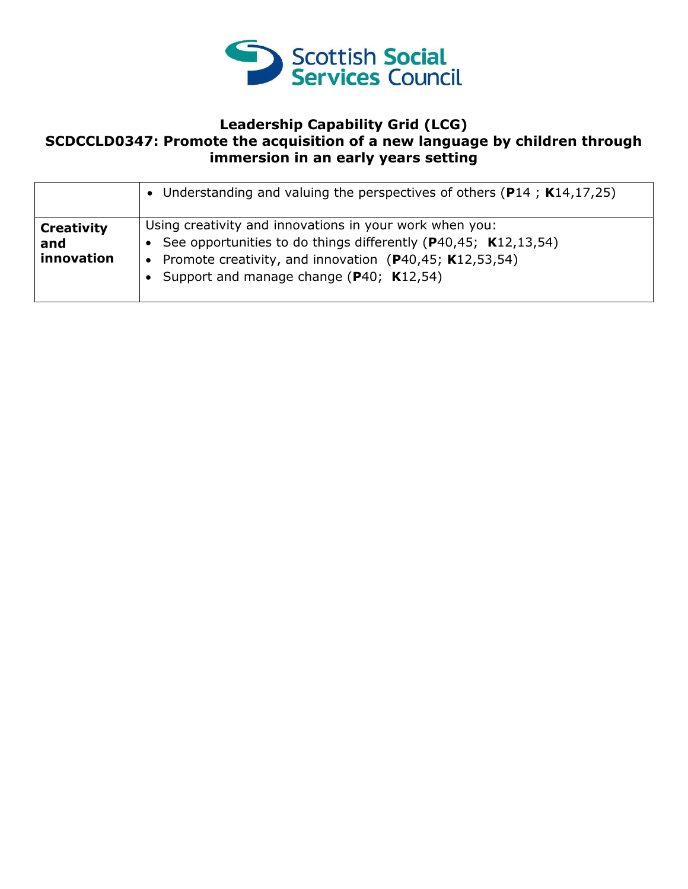# Leadership Capability Grid (LCG)

## SCDCCLD0347: Promote the acquisition of a new language by children through immersion in an early years setting

| | |
|---|---|
| | • Understanding and valuing the perspectives of others (**P**14 ; **K**14,17,25) |
| **Creativity and innovation** | Using creativity and innovations in your work when you:<br>• See opportunities to do things differently (**P**40,45; **K**12,13,54)<br>• Promote creativity, and innovation (**P**40,45; **K**12,53,54)<br>• Support and manage change (**P**40; **K**12,54) |